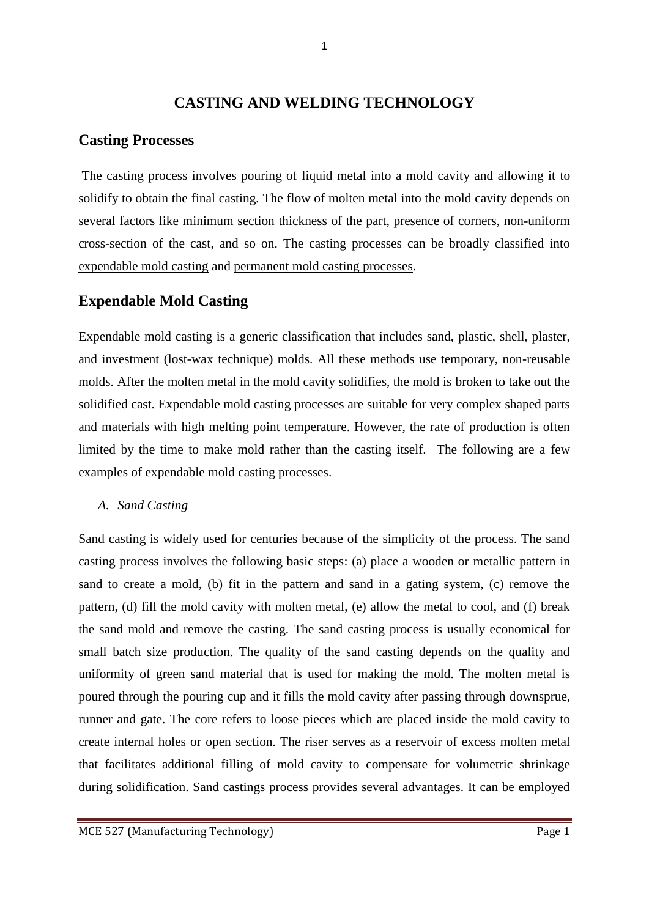# CASTING AND WELDING TECHNOLOGY

## Casting Processes

The casting process involves pouring of liquid metal into a mold cavity and allowing it to solidify to obtain the final casting. The flow of molten metal into the mold cavity depends on several factors like minimum section thickness of the part, presence of corners, non-uniform cross-section of the cast, and so on. The casting processes can be broadly classified into expendable mold casting and permanent mold casting processes.

## Expendable Mold Casting

Expendable mold casting is a generic classification that includes sand, plastic, shell, plaster, and investment (lost-wax technique) molds. All these methods use temporary, non-reusable molds. After the molten metal in the mold cavity solidifies, the mold is broken to take out the solidified cast. Expendable mold casting processes are suitable for very complex shaped parts and materials with high melting point temperature. However, the rate of production is often limited by the time to make mold rather than the casting itself. The following are a few examples of expendable mold casting processes.

*A. Sand Casting*

Sand casting is widely used for centuries because of the simplicity of the process. The sand casting process involves the following basic steps: (a) place a wooden or metallic pattern in sand to create a mold, (b) fit in the pattern and sand in a gating system, (c) remove the pattern, (d) fill the mold cavity with molten metal, (e) allow the metal to cool, and (f) break the sand mold and remove the casting. The sand casting process is usually economical for small batch size production. The quality of the sand casting depends on the quality and uniformity of green sand material that is used for making the mold. The molten metal is poured through the pouring cup and it fills the mold cavity after passing through downsprue, runner and gate. The core refers to loose pieces which are placed inside the mold cavity to create internal holes or open section. The riser serves as a reservoir of excess molten metal that facilitates additional filling of mold cavity to compensate for volumetric shrinkage during solidification. Sand castings process provides several advantages. It can be employed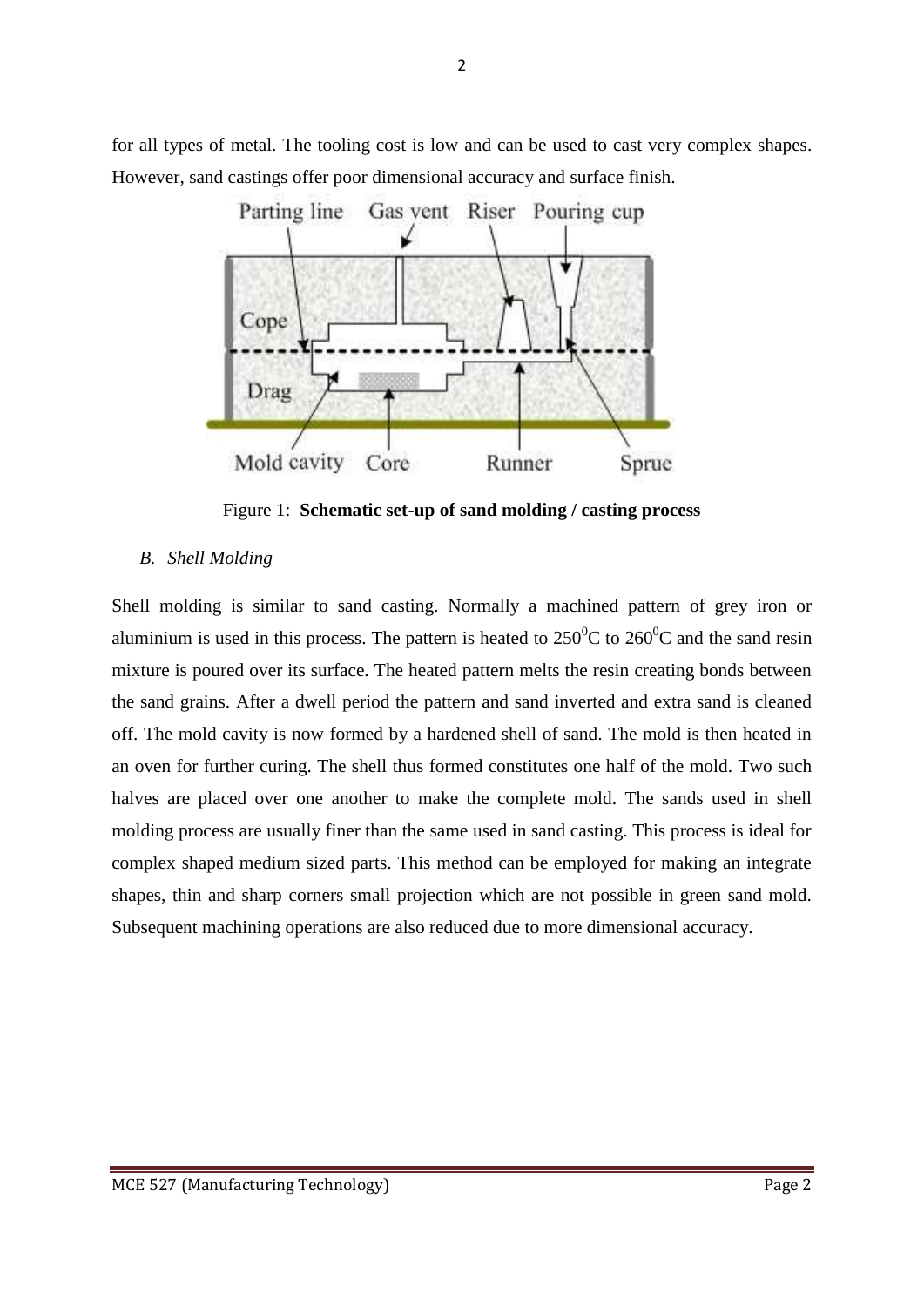for all types of metal. The tooling cost is low and can be used to cast very complex shapes. However, sand castings offer poor dimensional accuracy and surface finish.

Figure 1: **Schematic set-up of sand molding / casting process**

### *B. Shell Molding*

Shell molding is similar to sand casting. Normally a machined pattern of grey iron or aluminium is used in this process. The pattern is heated to $250^0$C to $260^0$C and the sand resin mixture is poured over its surface. The heated pattern melts the resin creating bonds between the sand grains. After a dwell period the pattern and sand inverted and extra sand is cleaned off. The mold cavity is now formed by a hardened shell of sand. The mold is then heated in an oven for further curing. The shell thus formed constitutes one half of the mold. Two such halves are placed over one another to make the complete mold. The sands used in shell molding process are usually finer than the same used in sand casting. This process is ideal for complex shaped medium sized parts. This method can be employed for making an integrate shapes, thin and sharp corners small projection which are not possible in green sand mold. Subsequent machining operations are also reduced due to more dimensional accuracy.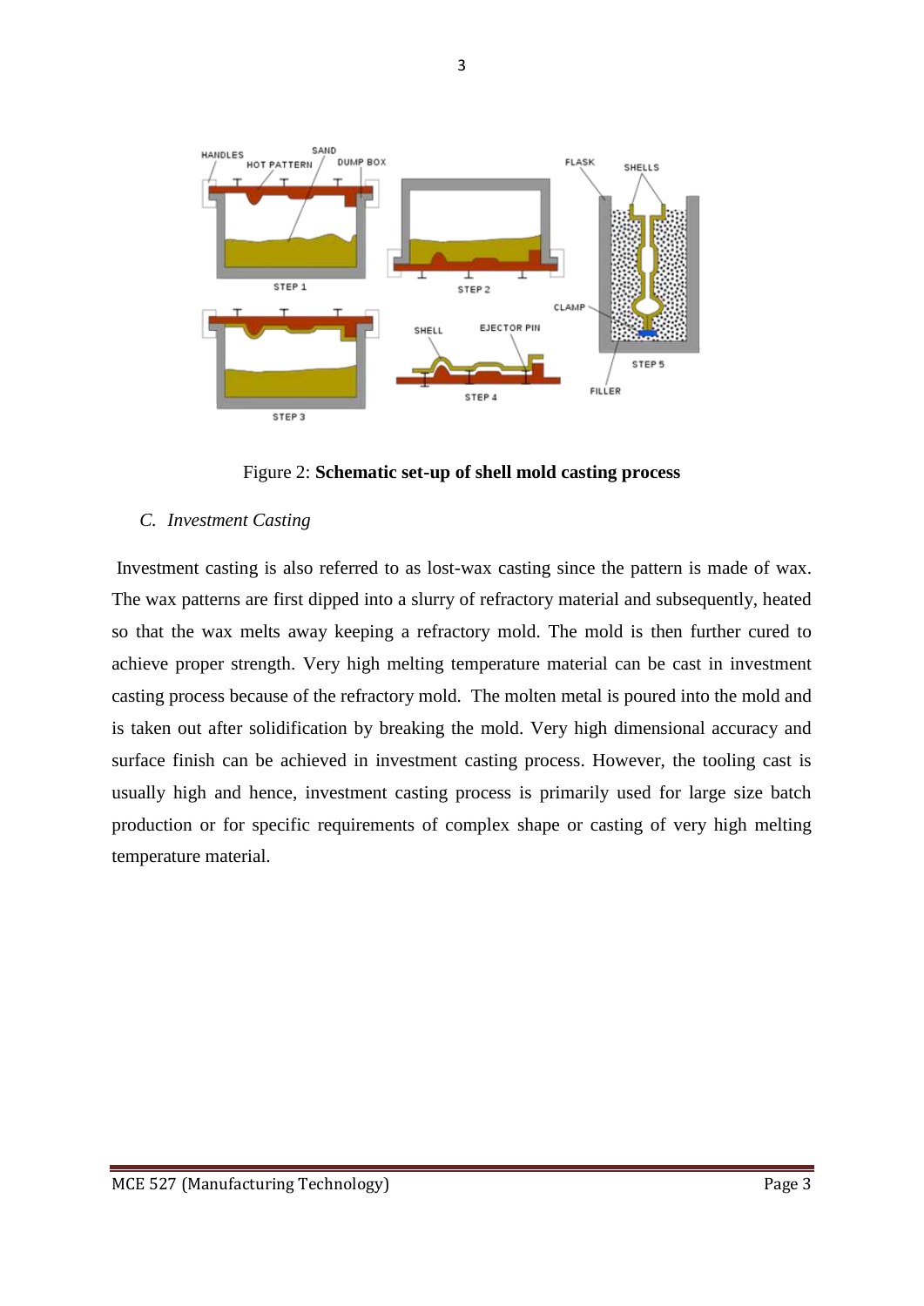Figure 2: **Schematic set-up of shell mold casting process**

### C. *Investment Casting*

Investment casting is also referred to as lost-wax casting since the pattern is made of wax. The wax patterns are first dipped into a slurry of refractory material and subsequently, heated so that the wax melts away keeping a refractory mold. The mold is then further cured to achieve proper strength. Very high melting temperature material can be cast in investment casting process because of the refractory mold. The molten metal is poured into the mold and is taken out after solidification by breaking the mold. Very high dimensional accuracy and surface finish can be achieved in investment casting process. However, the tooling cast is usually high and hence, investment casting process is primarily used for large size batch production or for specific requirements of complex shape or casting of very high melting temperature material.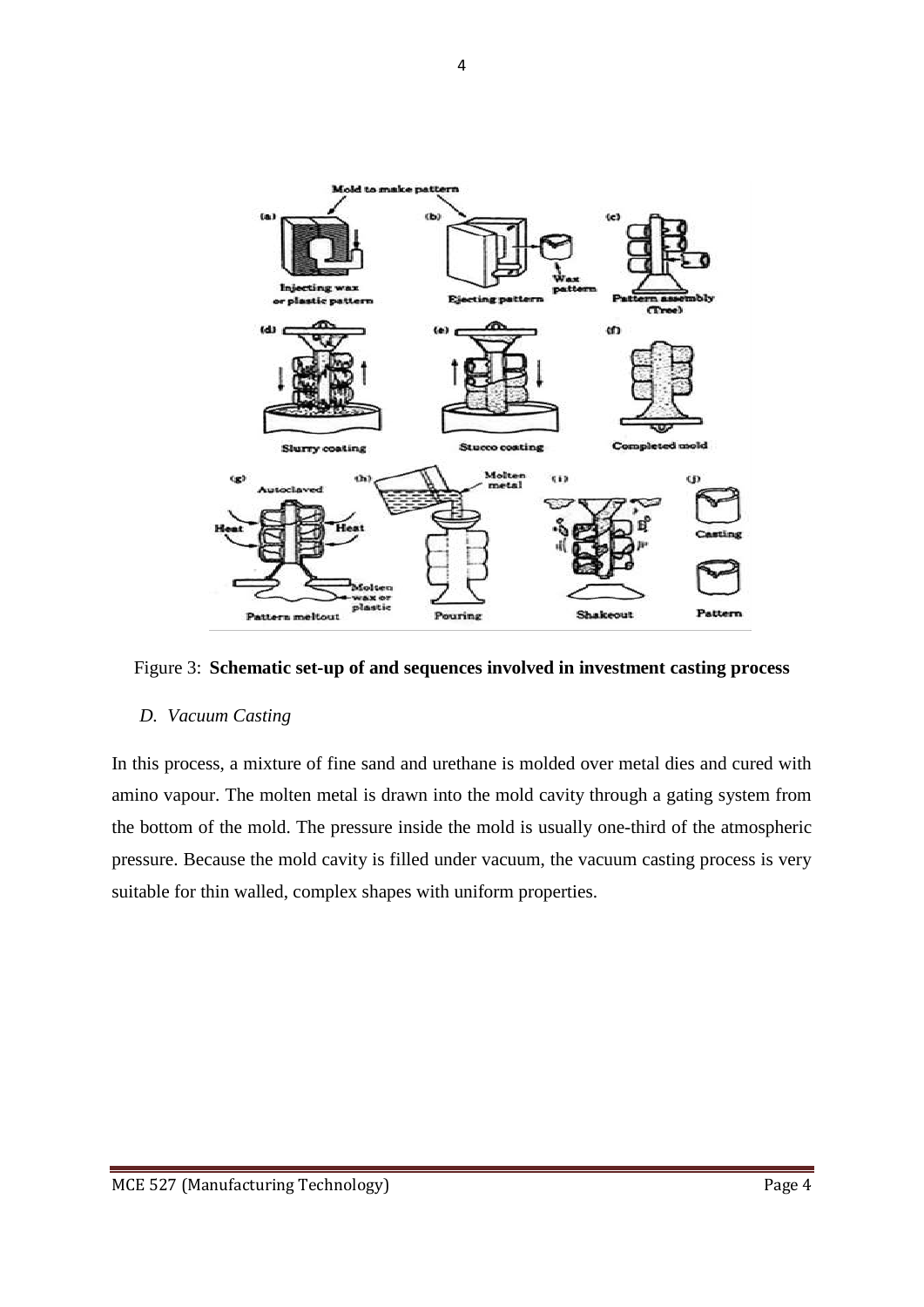Figure 3: **Schematic set-up of and sequences involved in investment casting process**

### *D. Vacuum Casting*

In this process, a mixture of fine sand and urethane is molded over metal dies and cured with amino vapour. The molten metal is drawn into the mold cavity through a gating system from the bottom of the mold. The pressure inside the mold is usually one-third of the atmospheric pressure. Because the mold cavity is filled under vacuum, the vacuum casting process is very suitable for thin walled, complex shapes with uniform properties.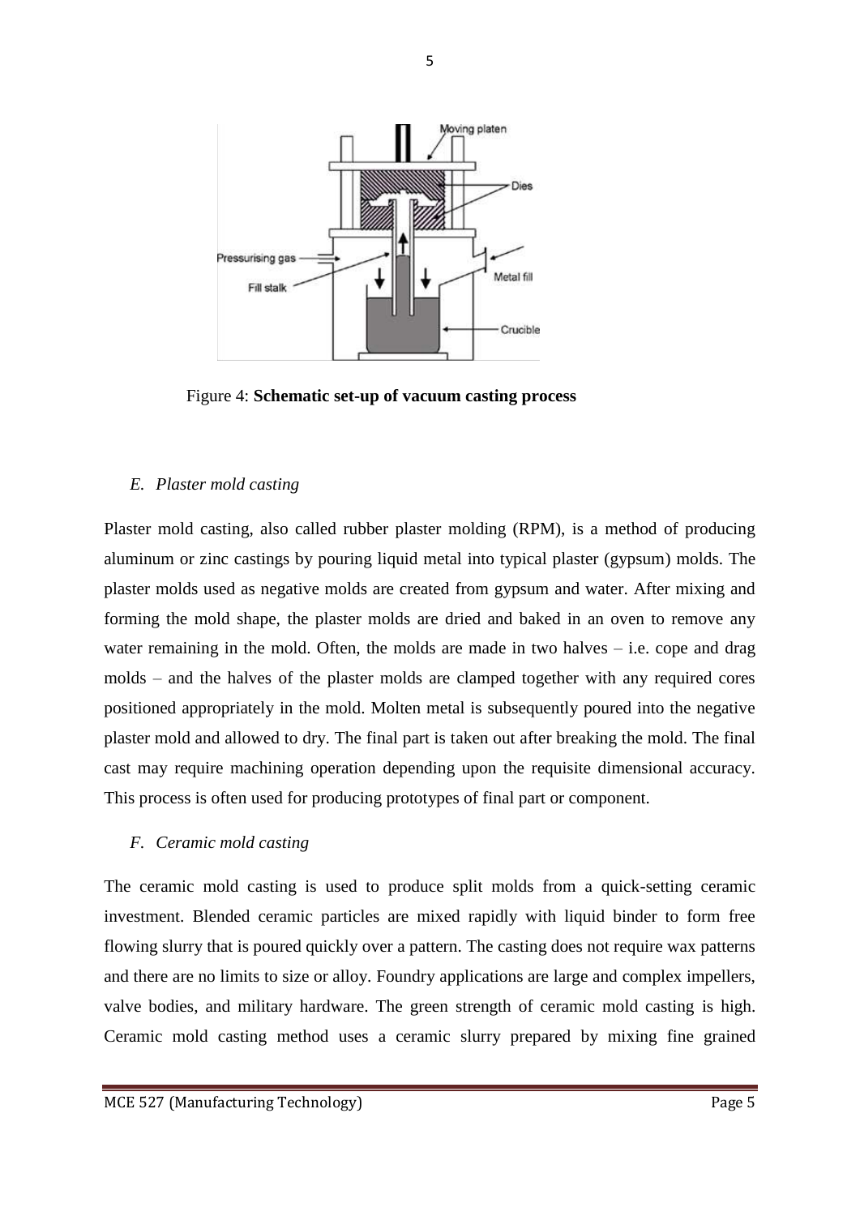Figure 4: **Schematic set-up of vacuum casting process**

*E. Plaster mold casting*

Plaster mold casting, also called rubber plaster molding (RPM), is a method of producing aluminum or zinc castings by pouring liquid metal into typical plaster (gypsum) molds. The plaster molds used as negative molds are created from gypsum and water. After mixing and forming the mold shape, the plaster molds are dried and baked in an oven to remove any water remaining in the mold. Often, the molds are made in two halves – i.e. cope and drag molds – and the halves of the plaster molds are clamped together with any required cores positioned appropriately in the mold. Molten metal is subsequently poured into the negative plaster mold and allowed to dry. The final part is taken out after breaking the mold. The final cast may require machining operation depending upon the requisite dimensional accuracy. This process is often used for producing prototypes of final part or component.

*F. Ceramic mold casting*

The ceramic mold casting is used to produce split molds from a quick-setting ceramic investment. Blended ceramic particles are mixed rapidly with liquid binder to form free flowing slurry that is poured quickly over a pattern. The casting does not require wax patterns and there are no limits to size or alloy. Foundry applications are large and complex impellers, valve bodies, and military hardware. The green strength of ceramic mold casting is high. Ceramic mold casting method uses a ceramic slurry prepared by mixing fine grained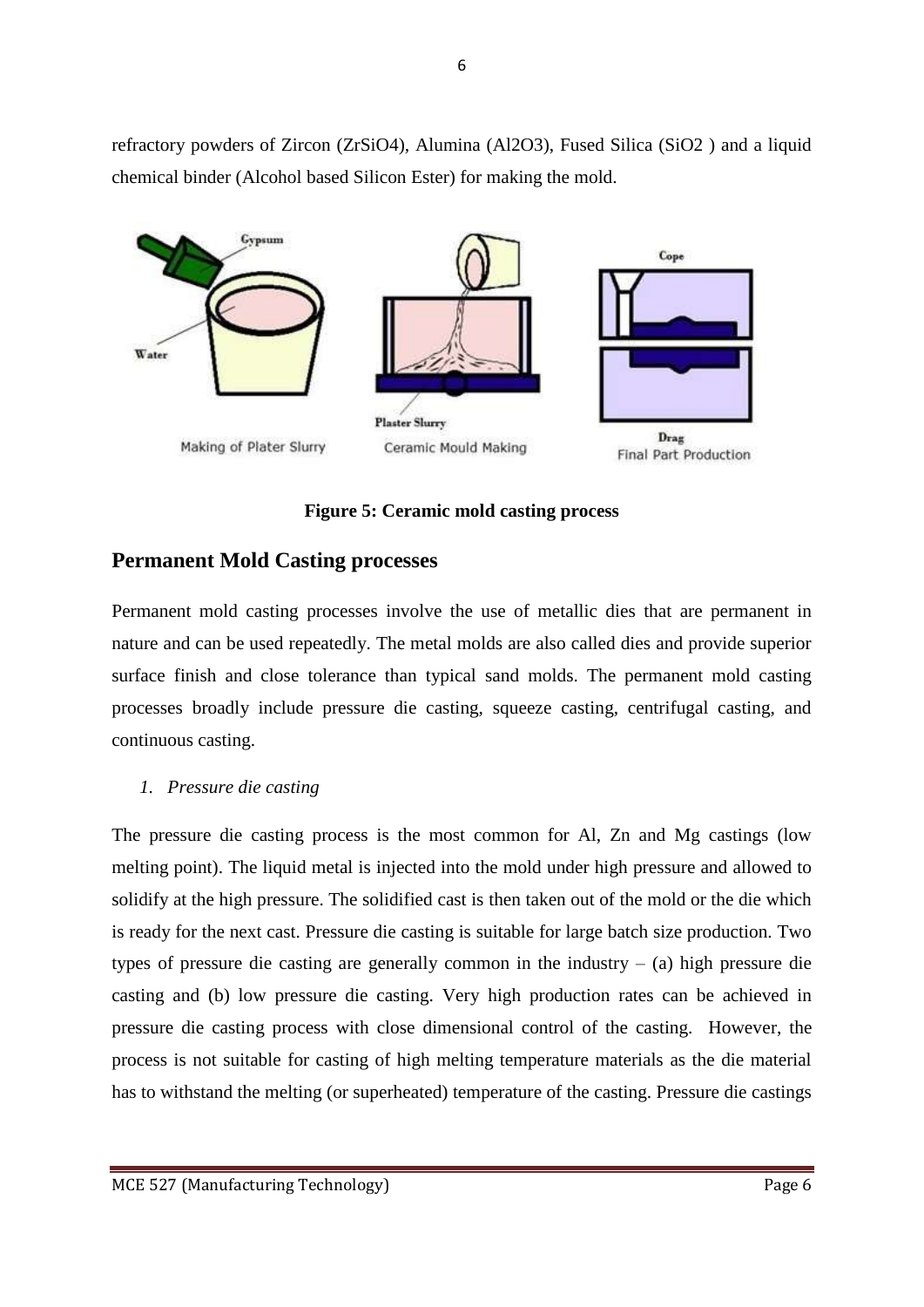refractory powders of Zircon ($ZrSiO_4$), Alumina ($Al_2O_3$), Fused Silica ($SiO_2$ ) and a liquid chemical binder (Alcohol based Silicon Ester) for making the mold.

**Figure 5: Ceramic mold casting process**

## Permanent Mold Casting processes

Permanent mold casting processes involve the use of metallic dies that are permanent in nature and can be used repeatedly. The metal molds are also called dies and provide superior surface finish and close tolerance than typical sand molds. The permanent mold casting processes broadly include pressure die casting, squeeze casting, centrifugal casting, and continuous casting.

*1. Pressure die casting*

The pressure die casting process is the most common for Al, Zn and Mg castings (low melting point). The liquid metal is injected into the mold under high pressure and allowed to solidify at the high pressure. The solidified cast is then taken out of the mold or the die which is ready for the next cast. Pressure die casting is suitable for large batch size production. Two types of pressure die casting are generally common in the industry – (a) high pressure die casting and (b) low pressure die casting. Very high production rates can be achieved in pressure die casting process with close dimensional control of the casting. However, the process is not suitable for casting of high melting temperature materials as the die material has to withstand the melting (or superheated) temperature of the casting. Pressure die castings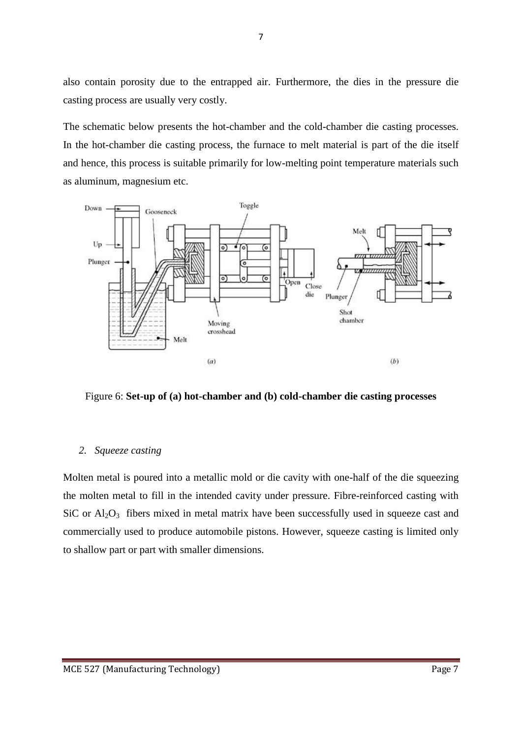also contain porosity due to the entrapped air. Furthermore, the dies in the pressure die casting process are usually very costly.

The schematic below presents the hot-chamber and the cold-chamber die casting processes. In the hot-chamber die casting process, the furnace to melt material is part of the die itself and hence, this process is suitable primarily for low-melting point temperature materials such as aluminum, magnesium etc.

Figure 6: **Set-up of (a) hot-chamber and (b) cold-chamber die casting processes**

*2. Squeeze casting*

Molten metal is poured into a metallic mold or die cavity with one-half of the die squeezing the molten metal to fill in the intended cavity under pressure. Fibre-reinforced casting with SiC or $Al_2O_3$ fibers mixed in metal matrix have been successfully used in squeeze cast and commercially used to produce automobile pistons. However, squeeze casting is limited only to shallow part or part with smaller dimensions.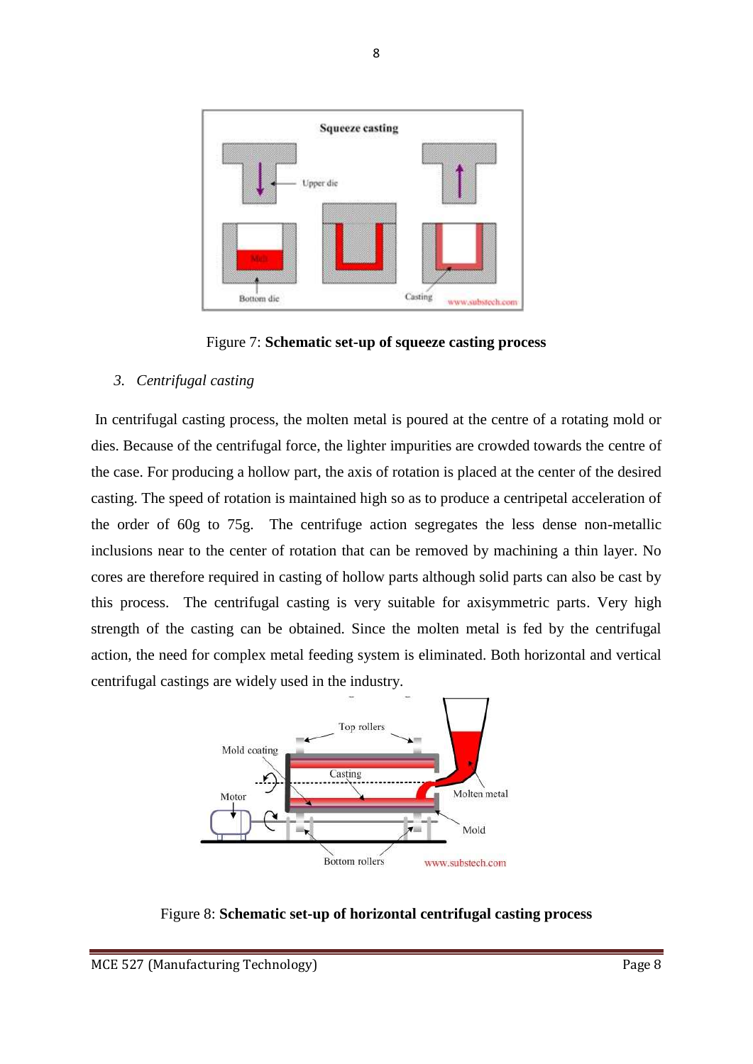Figure 7: **Schematic set-up of squeeze casting process**

*3. Centrifugal casting*

In centrifugal casting process, the molten metal is poured at the centre of a rotating mold or dies. Because of the centrifugal force, the lighter impurities are crowded towards the centre of the case. For producing a hollow part, the axis of rotation is placed at the center of the desired casting. The speed of rotation is maintained high so as to produce a centripetal acceleration of the order of 60g to 75g. The centrifuge action segregates the less dense non-metallic inclusions near to the center of rotation that can be removed by machining a thin layer. No cores are therefore required in casting of hollow parts although solid parts can also be cast by this process. The centrifugal casting is very suitable for axisymmetric parts. Very high strength of the casting can be obtained. Since the molten metal is fed by the centrifugal action, the need for complex metal feeding system is eliminated. Both horizontal and vertical centrifugal castings are widely used in the industry.

Figure 8: **Schematic set-up of horizontal centrifugal casting process**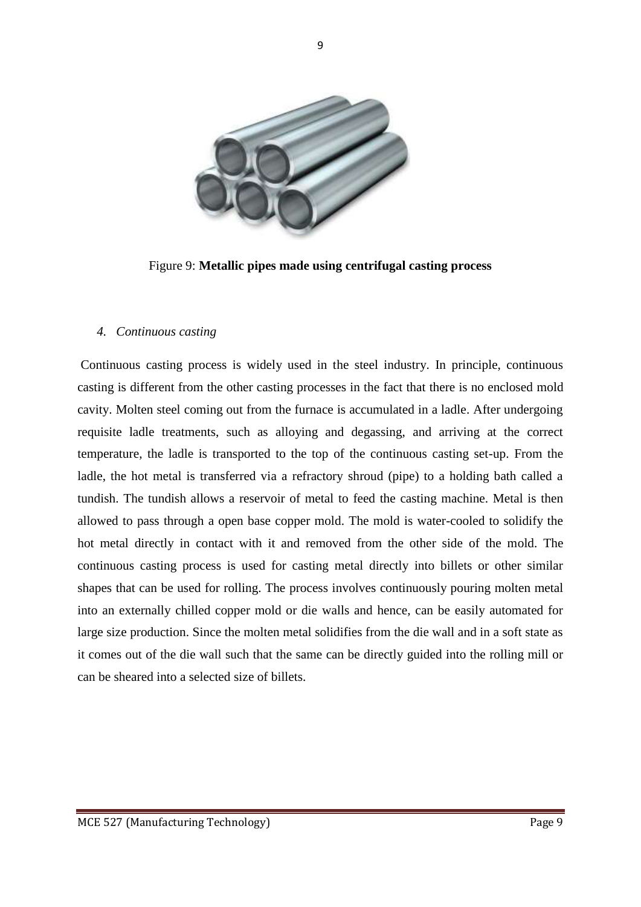Figure 9: **Metallic pipes made using centrifugal casting process**

*4. Continuous casting*

Continuous casting process is widely used in the steel industry. In principle, continuous casting is different from the other casting processes in the fact that there is no enclosed mold cavity. Molten steel coming out from the furnace is accumulated in a ladle. After undergoing requisite ladle treatments, such as alloying and degassing, and arriving at the correct temperature, the ladle is transported to the top of the continuous casting set-up. From the ladle, the hot metal is transferred via a refractory shroud (pipe) to a holding bath called a tundish. The tundish allows a reservoir of metal to feed the casting machine. Metal is then allowed to pass through a open base copper mold. The mold is water-cooled to solidify the hot metal directly in contact with it and removed from the other side of the mold. The continuous casting process is used for casting metal directly into billets or other similar shapes that can be used for rolling. The process involves continuously pouring molten metal into an externally chilled copper mold or die walls and hence, can be easily automated for large size production. Since the molten metal solidifies from the die wall and in a soft state as it comes out of the die wall such that the same can be directly guided into the rolling mill or can be sheared into a selected size of billets.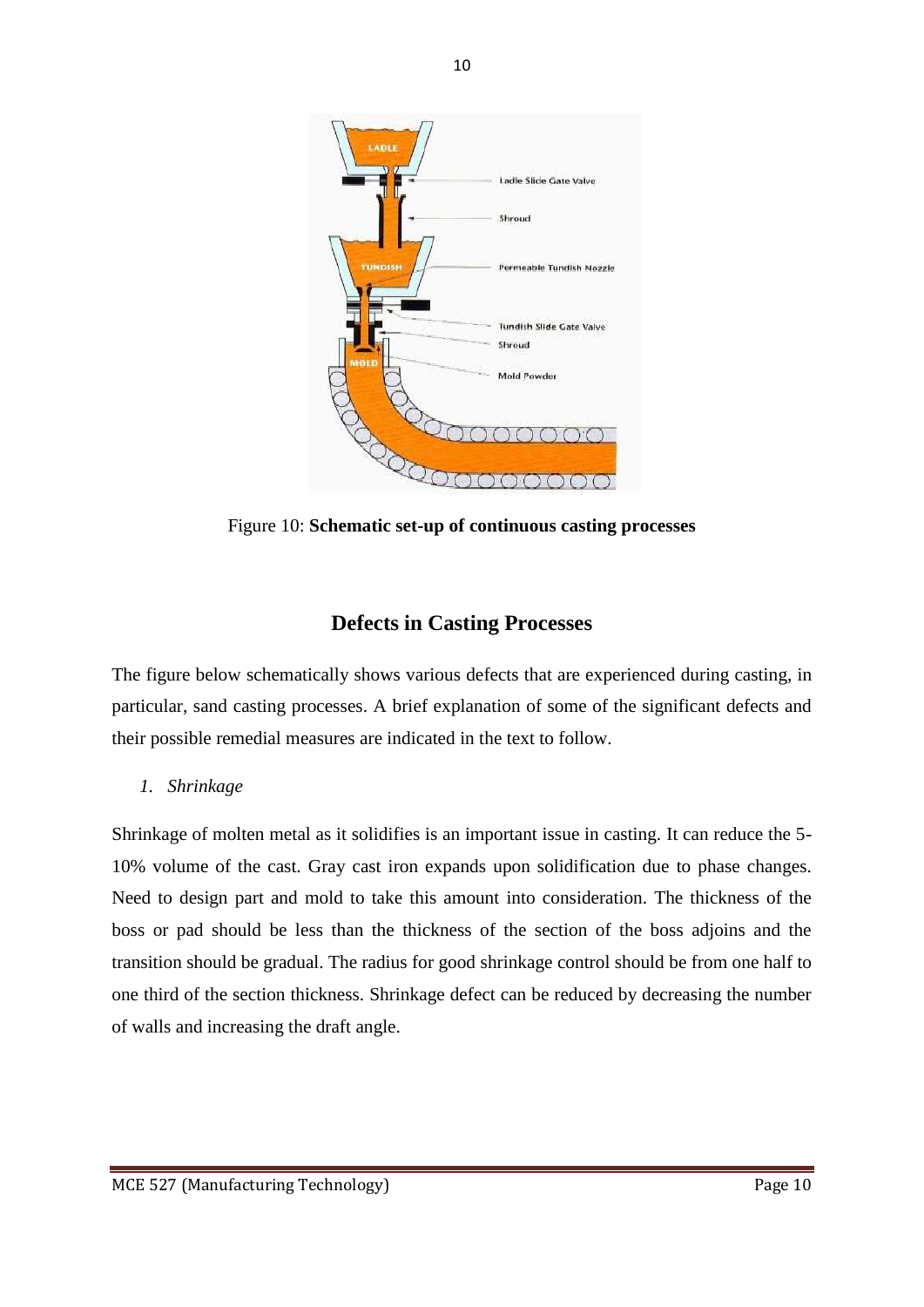Figure 10: **Schematic set-up of continuous casting processes**

## Defects in Casting Processes

The figure below schematically shows various defects that are experienced during casting, in particular, sand casting processes. A brief explanation of some of the significant defects and their possible remedial measures are indicated in the text to follow.

1. *Shrinkage*

Shrinkage of molten metal as it solidifies is an important issue in casting. It can reduce the 5-10% volume of the cast. Gray cast iron expands upon solidification due to phase changes. Need to design part and mold to take this amount into consideration. The thickness of the boss or pad should be less than the thickness of the section of the boss adjoins and the transition should be gradual. The radius for good shrinkage control should be from one half to one third of the section thickness. Shrinkage defect can be reduced by decreasing the number of walls and increasing the draft angle.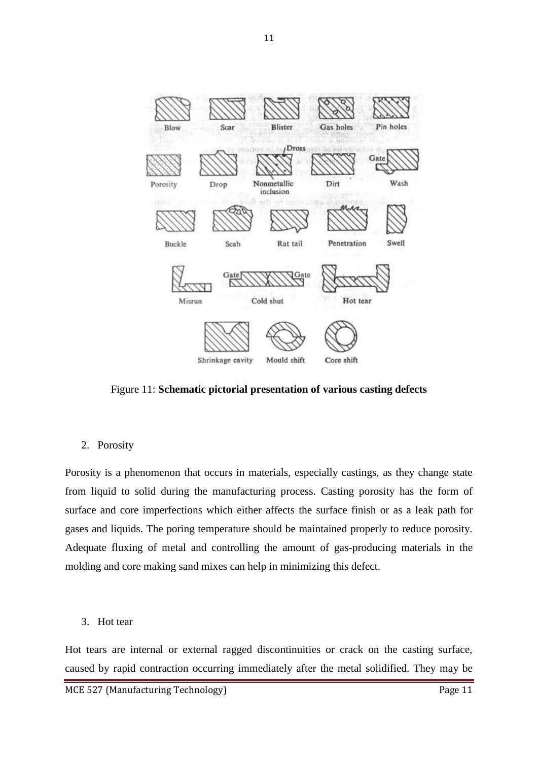Figure 11: **Schematic pictorial presentation of various casting defects**

2. Porosity

Porosity is a phenomenon that occurs in materials, especially castings, as they change state from liquid to solid during the manufacturing process. Casting porosity has the form of surface and core imperfections which either affects the surface finish or as a leak path for gases and liquids. The poring temperature should be maintained properly to reduce porosity. Adequate fluxing of metal and controlling the amount of gas-producing materials in the molding and core making sand mixes can help in minimizing this defect.

3. Hot tear

Hot tears are internal or external ragged discontinuities or crack on the casting surface, caused by rapid contraction occurring immediately after the metal solidified. They may be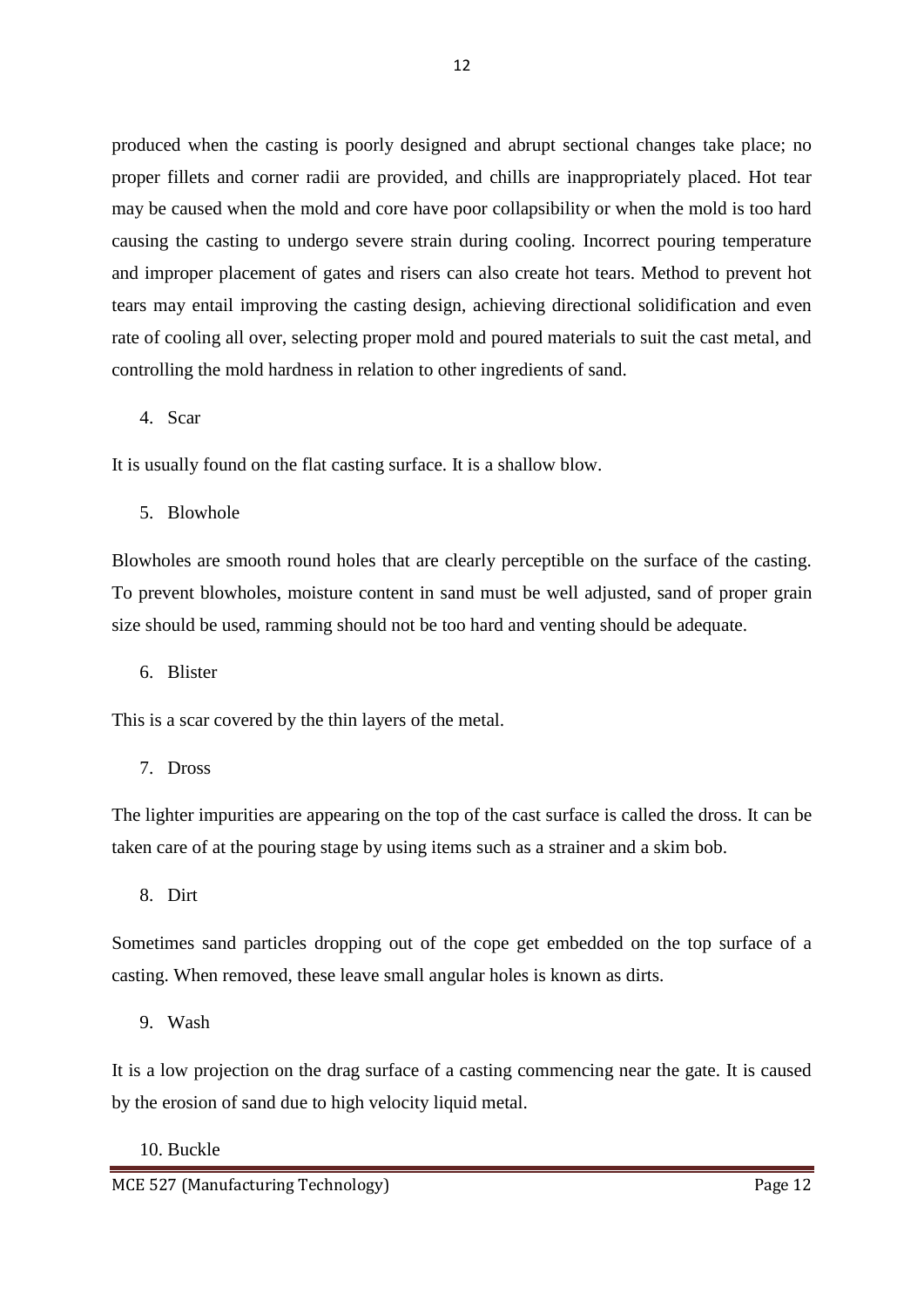produced when the casting is poorly designed and abrupt sectional changes take place; no proper fillets and corner radii are provided, and chills are inappropriately placed. Hot tear may be caused when the mold and core have poor collapsibility or when the mold is too hard causing the casting to undergo severe strain during cooling. Incorrect pouring temperature and improper placement of gates and risers can also create hot tears. Method to prevent hot tears may entail improving the casting design, achieving directional solidification and even rate of cooling all over, selecting proper mold and poured materials to suit the cast metal, and controlling the mold hardness in relation to other ingredients of sand.

4. Scar

It is usually found on the flat casting surface. It is a shallow blow.

5. Blowhole

Blowholes are smooth round holes that are clearly perceptible on the surface of the casting. To prevent blowholes, moisture content in sand must be well adjusted, sand of proper grain size should be used, ramming should not be too hard and venting should be adequate.

6. Blister

This is a scar covered by the thin layers of the metal.

7. Dross

The lighter impurities are appearing on the top of the cast surface is called the dross. It can be taken care of at the pouring stage by using items such as a strainer and a skim bob.

8. Dirt

Sometimes sand particles dropping out of the cope get embedded on the top surface of a casting. When removed, these leave small angular holes is known as dirts.

9. Wash

It is a low projection on the drag surface of a casting commencing near the gate. It is caused by the erosion of sand due to high velocity liquid metal.

10. Buckle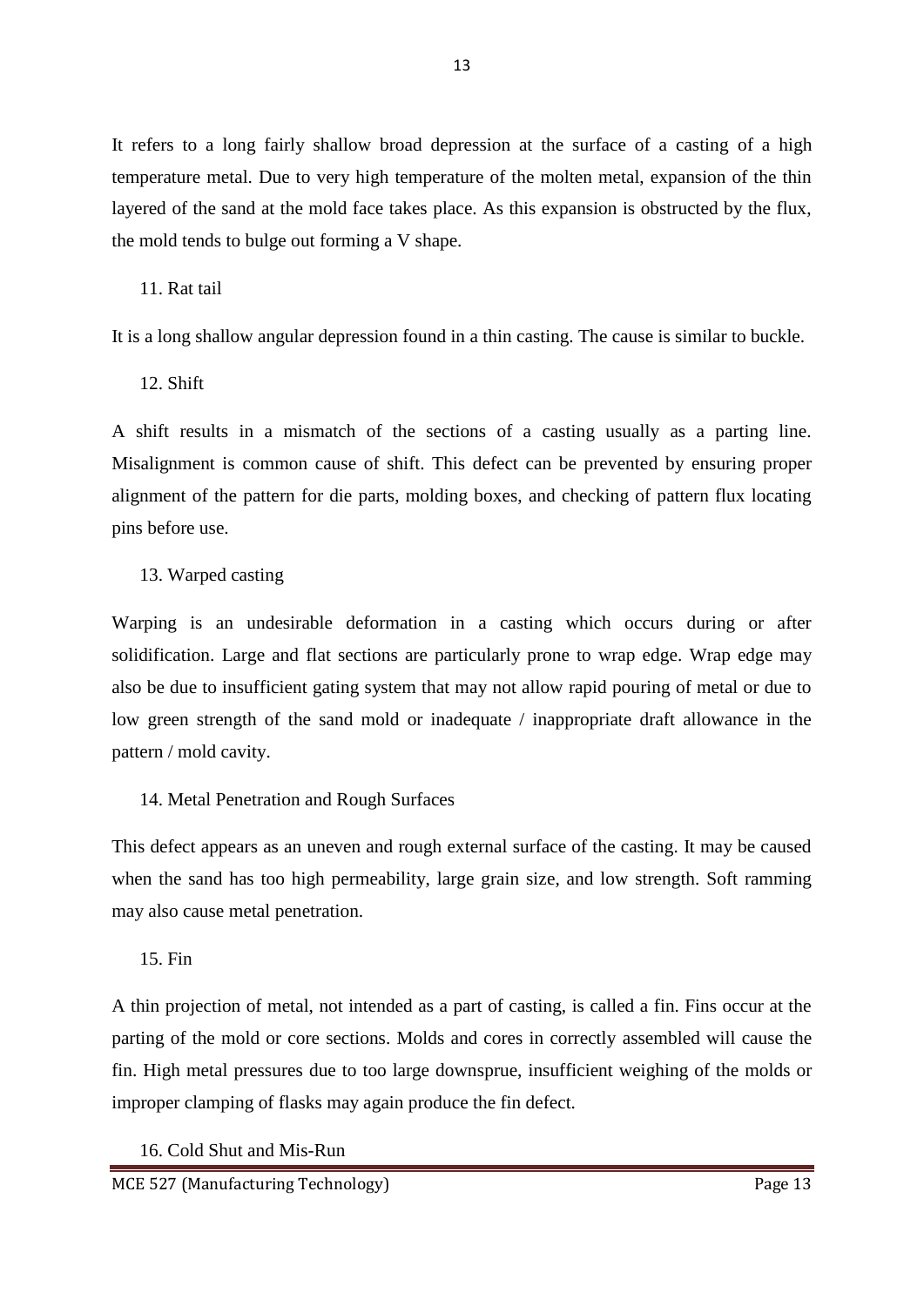It refers to a long fairly shallow broad depression at the surface of a casting of a high temperature metal. Due to very high temperature of the molten metal, expansion of the thin layered of the sand at the mold face takes place. As this expansion is obstructed by the flux, the mold tends to bulge out forming a V shape.

11. Rat tail

It is a long shallow angular depression found in a thin casting. The cause is similar to buckle.

12. Shift

A shift results in a mismatch of the sections of a casting usually as a parting line. Misalignment is common cause of shift. This defect can be prevented by ensuring proper alignment of the pattern for die parts, molding boxes, and checking of pattern flux locating pins before use.

13. Warped casting

Warping is an undesirable deformation in a casting which occurs during or after solidification. Large and flat sections are particularly prone to wrap edge. Wrap edge may also be due to insufficient gating system that may not allow rapid pouring of metal or due to low green strength of the sand mold or inadequate / inappropriate draft allowance in the pattern / mold cavity.

14. Metal Penetration and Rough Surfaces

This defect appears as an uneven and rough external surface of the casting. It may be caused when the sand has too high permeability, large grain size, and low strength. Soft ramming may also cause metal penetration.

15. Fin

A thin projection of metal, not intended as a part of casting, is called a fin. Fins occur at the parting of the mold or core sections. Molds and cores in correctly assembled will cause the fin. High metal pressures due to too large downsprue, insufficient weighing of the molds or improper clamping of flasks may again produce the fin defect.

16. Cold Shut and Mis-Run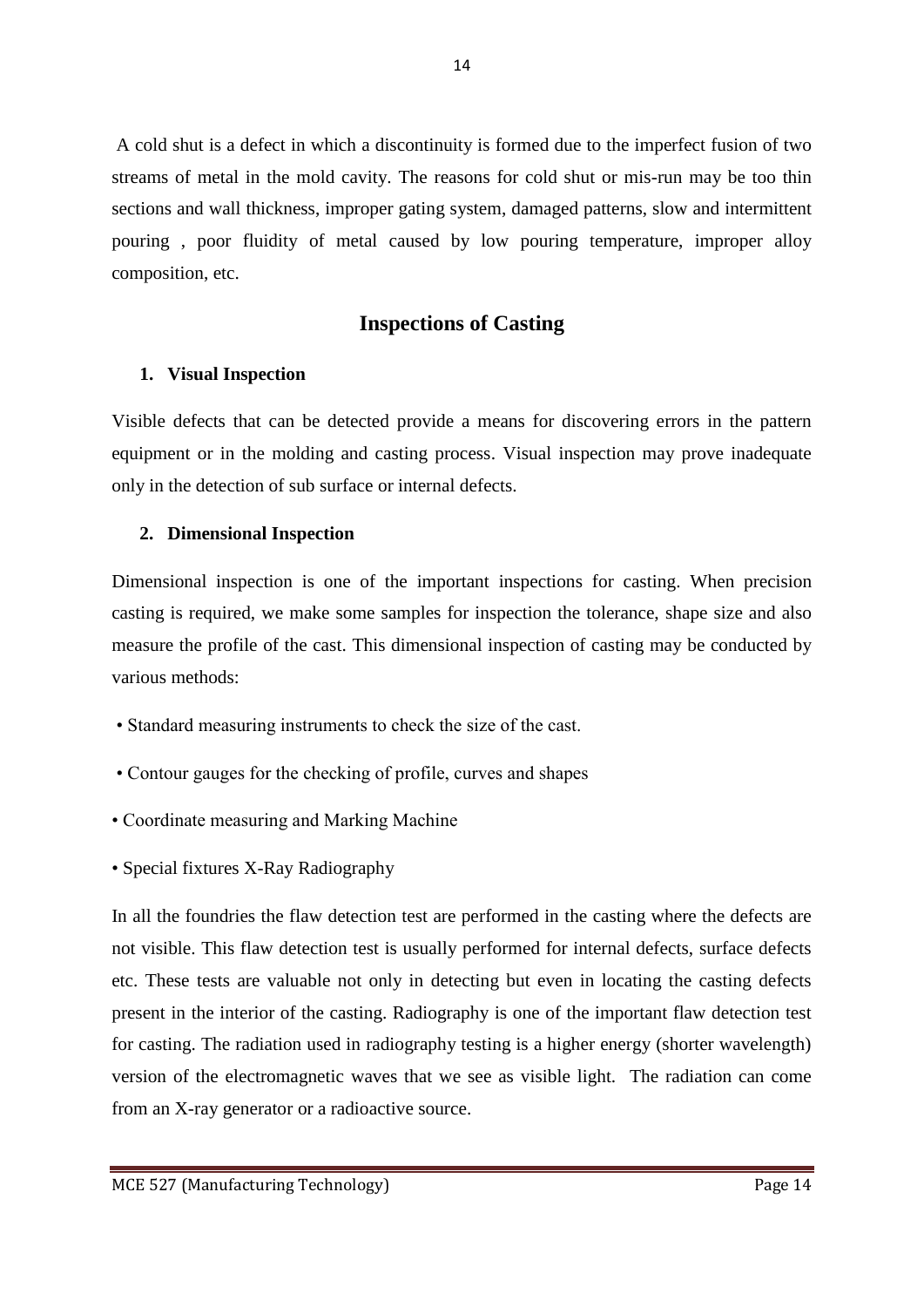A cold shut is a defect in which a discontinuity is formed due to the imperfect fusion of two streams of metal in the mold cavity. The reasons for cold shut or mis-run may be too thin sections and wall thickness, improper gating system, damaged patterns, slow and intermittent pouring , poor fluidity of metal caused by low pouring temperature, improper alloy composition, etc.

## Inspections of Casting

### 1. Visual Inspection

Visible defects that can be detected provide a means for discovering errors in the pattern equipment or in the molding and casting process. Visual inspection may prove inadequate only in the detection of sub surface or internal defects.

### 2. Dimensional Inspection

Dimensional inspection is one of the important inspections for casting. When precision casting is required, we make some samples for inspection the tolerance, shape size and also measure the profile of the cast. This dimensional inspection of casting may be conducted by various methods:

- Standard measuring instruments to check the size of the cast.
- Contour gauges for the checking of profile, curves and shapes
- Coordinate measuring and Marking Machine
- Special fixtures X-Ray Radiography

In all the foundries the flaw detection test are performed in the casting where the defects are not visible. This flaw detection test is usually performed for internal defects, surface defects etc. These tests are valuable not only in detecting but even in locating the casting defects present in the interior of the casting. Radiography is one of the important flaw detection test for casting. The radiation used in radiography testing is a higher energy (shorter wavelength) version of the electromagnetic waves that we see as visible light. The radiation can come from an X-ray generator or a radioactive source.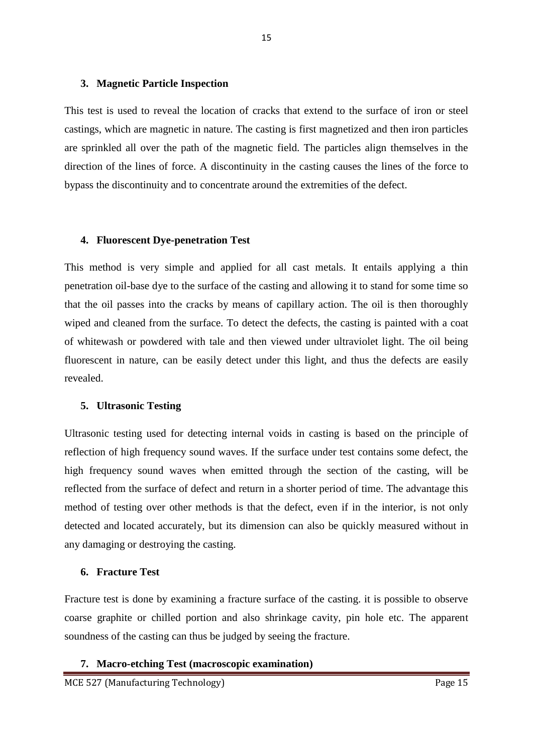### 3. Magnetic Particle Inspection

This test is used to reveal the location of cracks that extend to the surface of iron or steel castings, which are magnetic in nature. The casting is first magnetized and then iron particles are sprinkled all over the path of the magnetic field. The particles align themselves in the direction of the lines of force. A discontinuity in the casting causes the lines of the force to bypass the discontinuity and to concentrate around the extremities of the defect.

### 4. Fluorescent Dye-penetration Test

This method is very simple and applied for all cast metals. It entails applying a thin penetration oil-base dye to the surface of the casting and allowing it to stand for some time so that the oil passes into the cracks by means of capillary action. The oil is then thoroughly wiped and cleaned from the surface. To detect the defects, the casting is painted with a coat of whitewash or powdered with tale and then viewed under ultraviolet light. The oil being fluorescent in nature, can be easily detect under this light, and thus the defects are easily revealed.

### 5. Ultrasonic Testing

Ultrasonic testing used for detecting internal voids in casting is based on the principle of reflection of high frequency sound waves. If the surface under test contains some defect, the high frequency sound waves when emitted through the section of the casting, will be reflected from the surface of defect and return in a shorter period of time. The advantage this method of testing over other methods is that the defect, even if in the interior, is not only detected and located accurately, but its dimension can also be quickly measured without in any damaging or destroying the casting.

### 6. Fracture Test

Fracture test is done by examining a fracture surface of the casting. it is possible to observe coarse graphite or chilled portion and also shrinkage cavity, pin hole etc. The apparent soundness of the casting can thus be judged by seeing the fracture.

### 7. Macro-etching Test (macroscopic examination)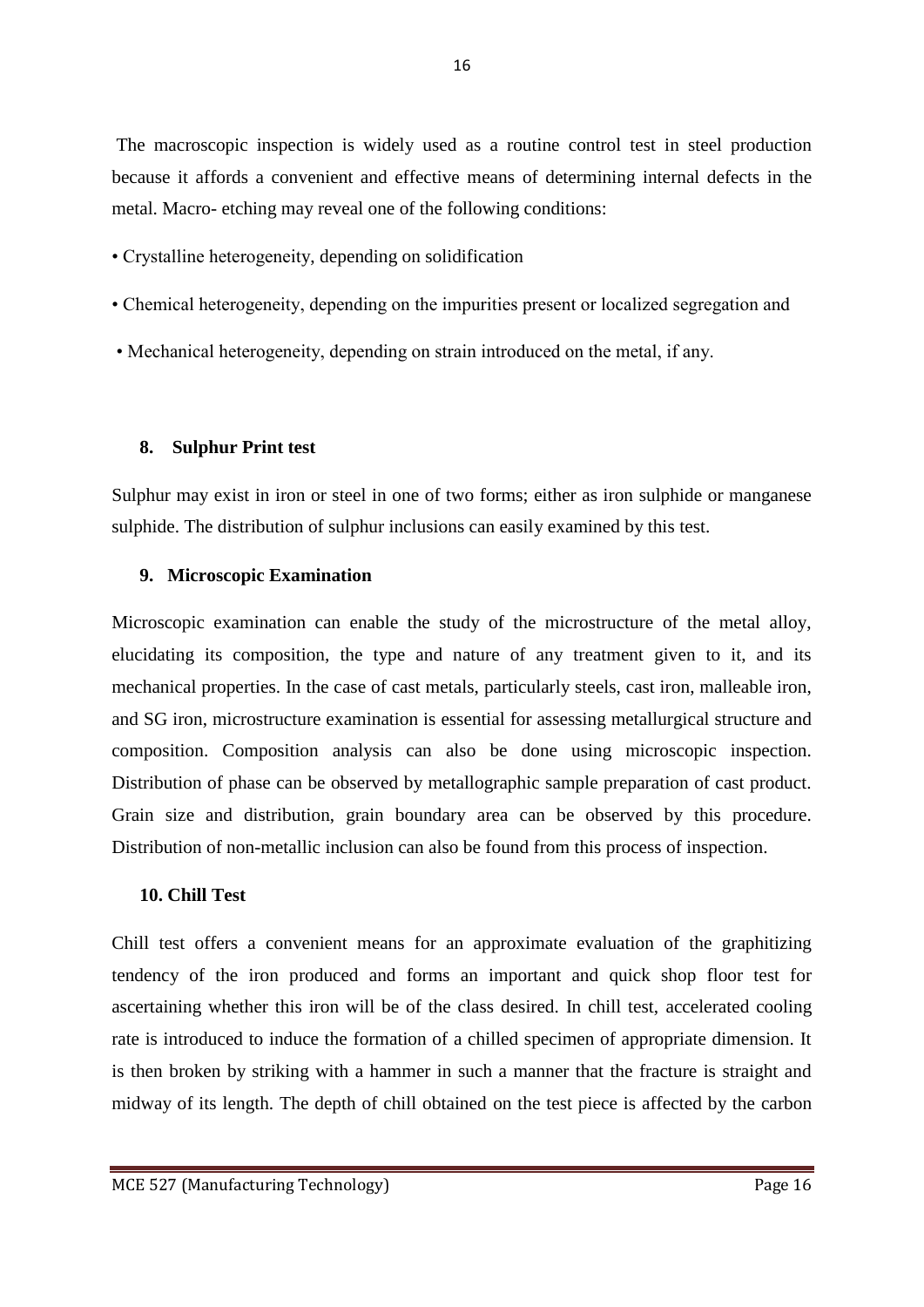The macroscopic inspection is widely used as a routine control test in steel production because it affords a convenient and effective means of determining internal defects in the metal. Macro- etching may reveal one of the following conditions:

- Crystalline heterogeneity, depending on solidification
- Chemical heterogeneity, depending on the impurities present or localized segregation and
- Mechanical heterogeneity, depending on strain introduced on the metal, if any.

**8. Sulphur Print test**

Sulphur may exist in iron or steel in one of two forms; either as iron sulphide or manganese sulphide. The distribution of sulphur inclusions can easily examined by this test.

**9. Microscopic Examination**

Microscopic examination can enable the study of the microstructure of the metal alloy, elucidating its composition, the type and nature of any treatment given to it, and its mechanical properties. In the case of cast metals, particularly steels, cast iron, malleable iron, and SG iron, microstructure examination is essential for assessing metallurgical structure and composition. Composition analysis can also be done using microscopic inspection. Distribution of phase can be observed by metallographic sample preparation of cast product. Grain size and distribution, grain boundary area can be observed by this procedure. Distribution of non-metallic inclusion can also be found from this process of inspection.

**10. Chill Test**

Chill test offers a convenient means for an approximate evaluation of the graphitizing tendency of the iron produced and forms an important and quick shop floor test for ascertaining whether this iron will be of the class desired. In chill test, accelerated cooling rate is introduced to induce the formation of a chilled specimen of appropriate dimension. It is then broken by striking with a hammer in such a manner that the fracture is straight and midway of its length. The depth of chill obtained on the test piece is affected by the carbon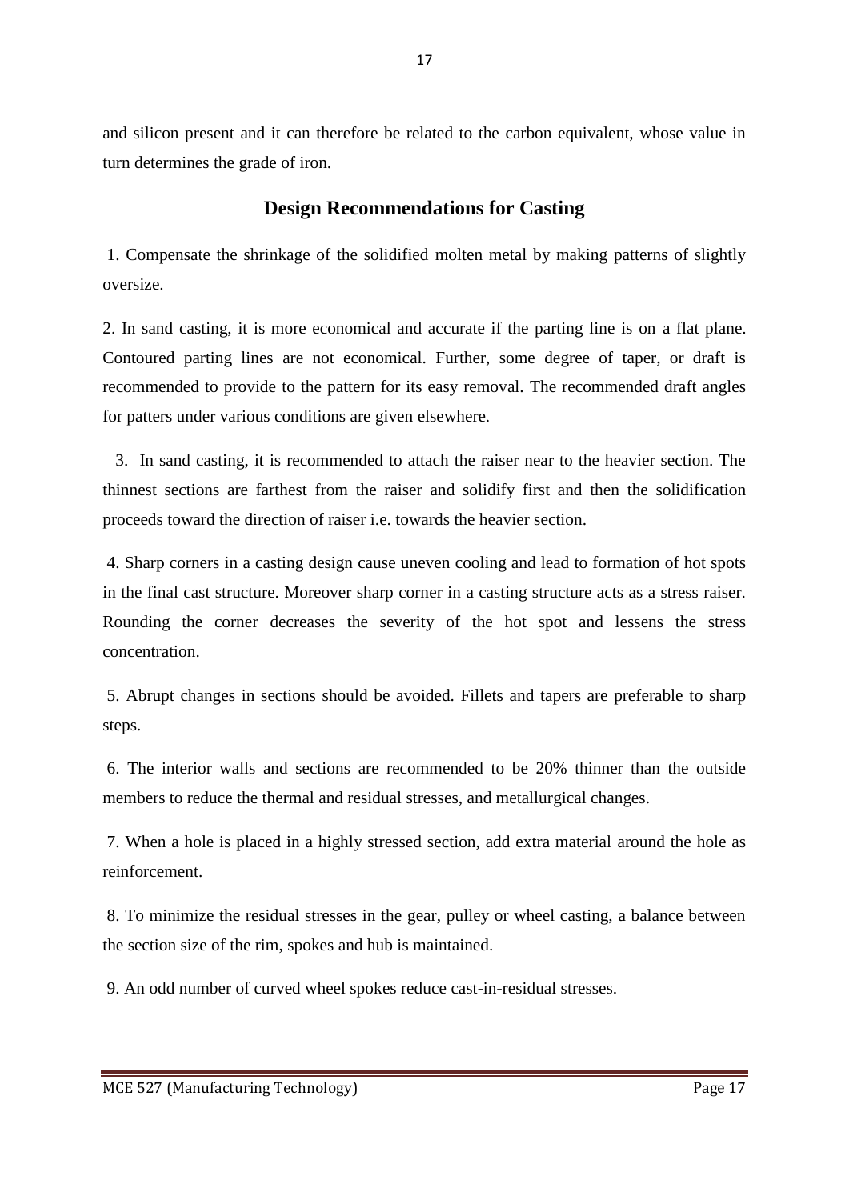and silicon present and it can therefore be related to the carbon equivalent, whose value in turn determines the grade of iron.

## Design Recommendations for Casting

1. Compensate the shrinkage of the solidified molten metal by making patterns of slightly oversize.

2. In sand casting, it is more economical and accurate if the parting line is on a flat plane. Contoured parting lines are not economical. Further, some degree of taper, or draft is recommended to provide to the pattern for its easy removal. The recommended draft angles for patters under various conditions are given elsewhere.

3. In sand casting, it is recommended to attach the raiser near to the heavier section. The thinnest sections are farthest from the raiser and solidify first and then the solidification proceeds toward the direction of raiser i.e. towards the heavier section.

4. Sharp corners in a casting design cause uneven cooling and lead to formation of hot spots in the final cast structure. Moreover sharp corner in a casting structure acts as a stress raiser. Rounding the corner decreases the severity of the hot spot and lessens the stress concentration.

5. Abrupt changes in sections should be avoided. Fillets and tapers are preferable to sharp steps.

6. The interior walls and sections are recommended to be 20% thinner than the outside members to reduce the thermal and residual stresses, and metallurgical changes.

7. When a hole is placed in a highly stressed section, add extra material around the hole as reinforcement.

8. To minimize the residual stresses in the gear, pulley or wheel casting, a balance between the section size of the rim, spokes and hub is maintained.

9. An odd number of curved wheel spokes reduce cast-in-residual stresses.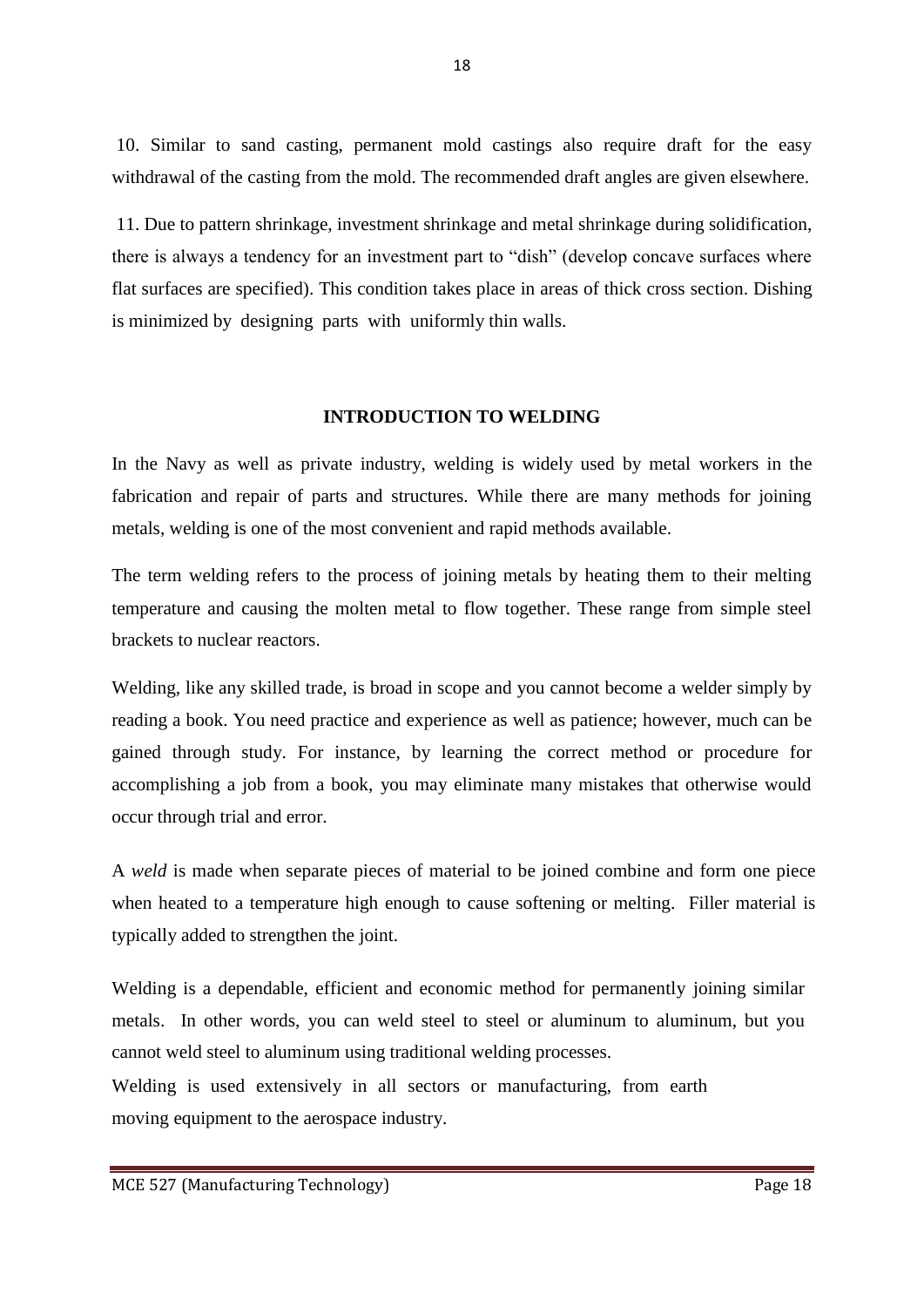10. Similar to sand casting, permanent mold castings also require draft for the easy withdrawal of the casting from the mold. The recommended draft angles are given elsewhere.

11. Due to pattern shrinkage, investment shrinkage and metal shrinkage during solidification, there is always a tendency for an investment part to "dish" (develop concave surfaces where flat surfaces are specified). This condition takes place in areas of thick cross section. Dishing is minimized by designing parts with uniformly thin walls.

## INTRODUCTION TO WELDING

In the Navy as well as private industry, welding is widely used by metal workers in the fabrication and repair of parts and structures. While there are many methods for joining metals, welding is one of the most convenient and rapid methods available.

The term welding refers to the process of joining metals by heating them to their melting temperature and causing the molten metal to flow together. These range from simple steel brackets to nuclear reactors.

Welding, like any skilled trade, is broad in scope and you cannot become a welder simply by reading a book. You need practice and experience as well as patience; however, much can be gained through study. For instance, by learning the correct method or procedure for accomplishing a job from a book, you may eliminate many mistakes that otherwise would occur through trial and error.

A *weld* is made when separate pieces of material to be joined combine and form one piece when heated to a temperature high enough to cause softening or melting. Filler material is typically added to strengthen the joint.

Welding is a dependable, efficient and economic method for permanently joining similar metals. In other words, you can weld steel to steel or aluminum to aluminum, but you cannot weld steel to aluminum using traditional welding processes.

Welding is used extensively in all sectors or manufacturing, from earth moving equipment to the aerospace industry.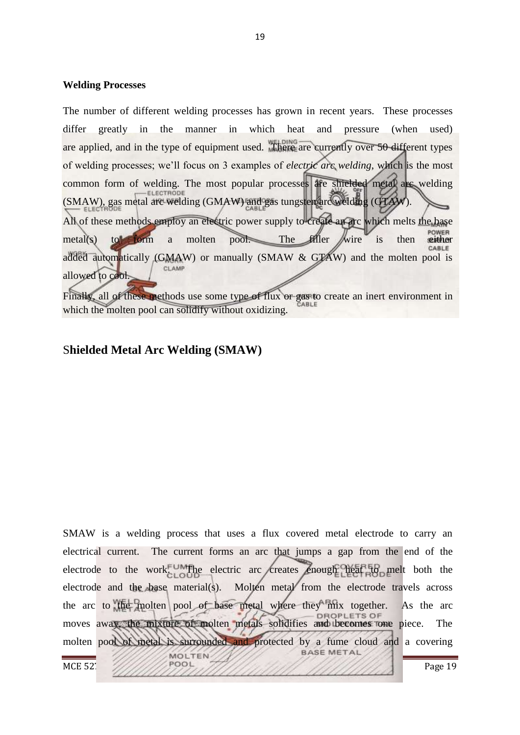**Welding Processes**

The number of different welding processes has grown in recent years. These processes differ greatly in the manner in which heat and pressure (when used) are applied, and in the type of equipment used. There are currently over 50 different types of welding processes; we'll focus on 3 examples of *electric arc welding*, which is the most common form of welding. The most popular processes are shielded metal arc welding (SMAW), gas metal arc welding (GMAW) and gas tungsten arc welding (GTAW).

All of these methods employ an electric power supply to create an arc which melts the base metal(s) to form a molten pool. The filler wire is then either added automatically (GMAW) or manually (SMAW & GTAW) and the molten pool is allowed to cool.

Finally, all of these methods use some type of flux or gas to create an inert environment in which the molten pool can solidify without oxidizing.

## Shielded Metal Arc Welding (SMAW)

SMAW is a welding process that uses a flux covered metal electrode to carry an electrical current. The current forms an arc that jumps a gap from the end of the electrode to the work. The electric arc creates enough heat to melt both the electrode and the base material(s). Molten metal from the electrode travels across the arc to the molten pool of base metal where they mix together. As the arc moves away, the mixture of molten metals solidifies and becomes one piece. The molten pool of metal is surrounded and protected by a fume cloud and a covering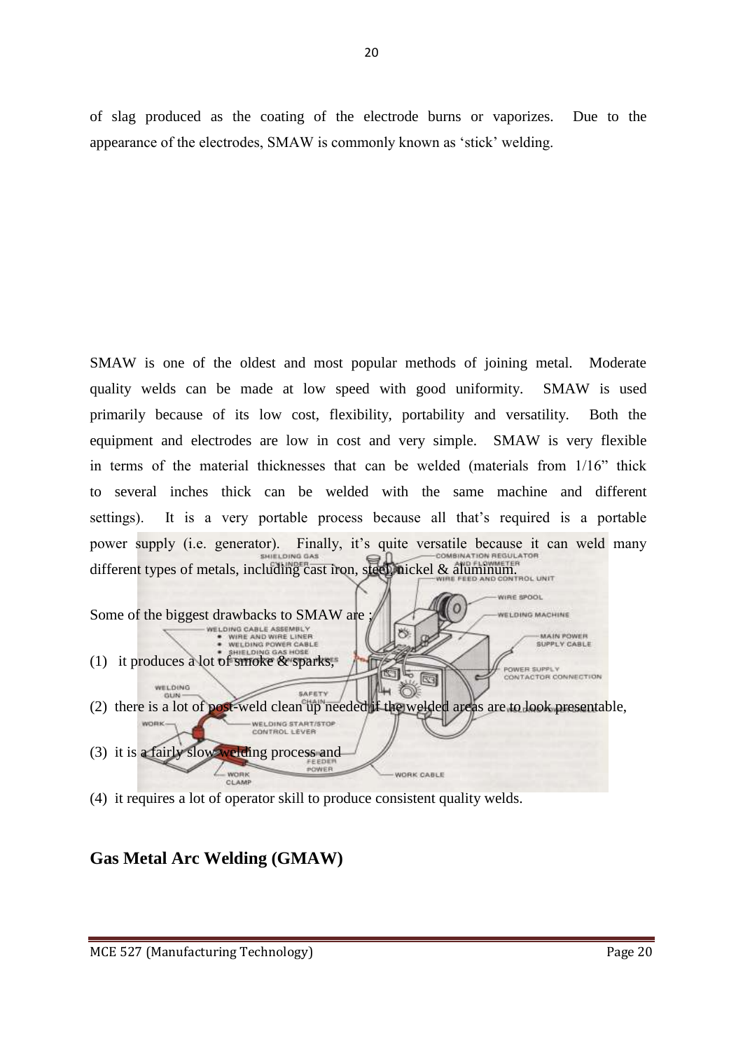of slag produced as the coating of the electrode burns or vaporizes. Due to the appearance of the electrodes, SMAW is commonly known as 'stick' welding.

SMAW is one of the oldest and most popular methods of joining metal. Moderate quality welds can be made at low speed with good uniformity. SMAW is used primarily because of its low cost, flexibility, portability and versatility. Both the equipment and electrodes are low in cost and very simple. SMAW is very flexible in terms of the material thicknesses that can be welded (materials from 1/16" thick to several inches thick can be welded with the same machine and different settings). It is a very portable process because all that's required is a portable power supply (i.e. generator). Finally, it's quite versatile because it can weld many different types of metals, including cast iron, steel, nickel & aluminum.

Some of the biggest drawbacks to SMAW are ;

(1) it produces a lot of smoke & sparks,

(2) there is a lot of post-weld clean up needed if the welded areas are to look presentable,

(3) it is a fairly slow welding process and

(4) it requires a lot of operator skill to produce consistent quality welds.

## Gas Metal Arc Welding (GMAW)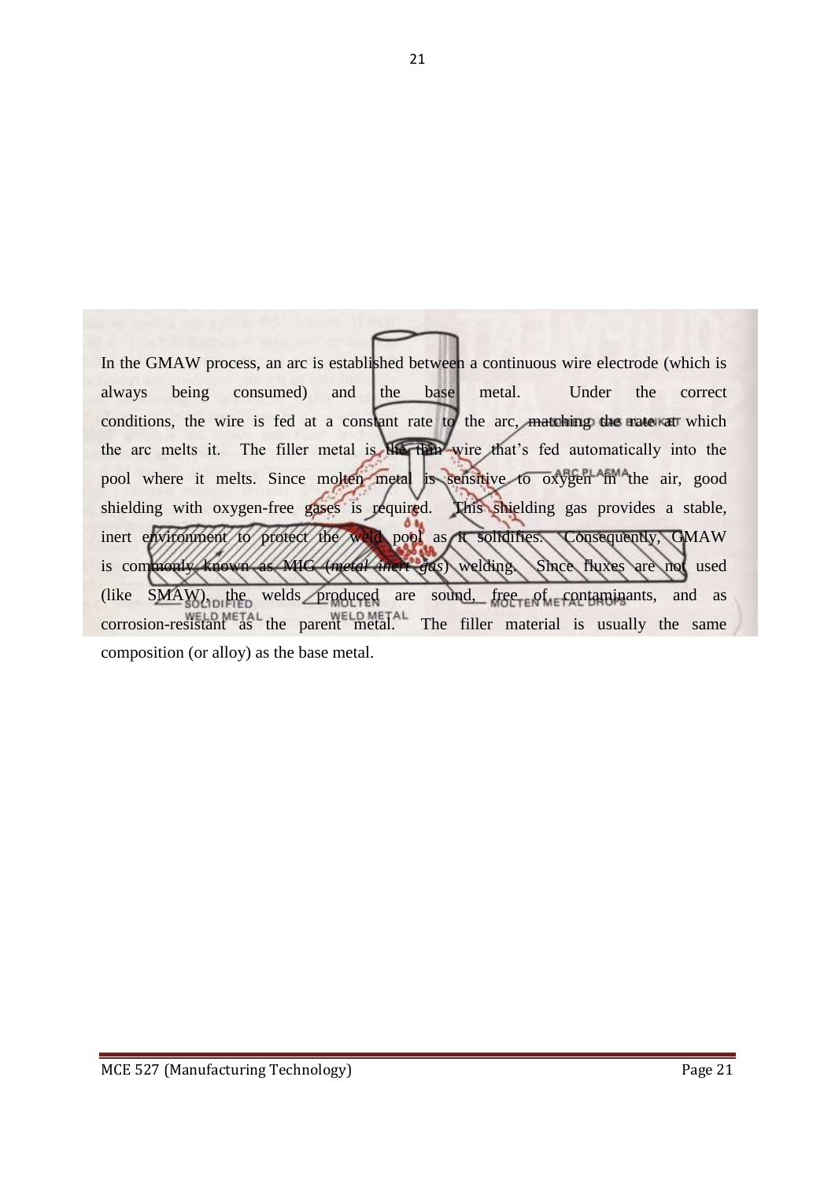In the GMAW process, an arc is established between a continuous wire electrode (which is always being consumed) and the base metal. Under the correct conditions, the wire is fed at a constant rate to the arc, matching the rate at which the arc melts it. The filler metal is the thin wire that's fed automatically into the pool where it melts. Since molten metal is sensitive to oxygen in the air, good shielding with oxygen-free gases is required. This shielding gas provides a stable, inert environment to protect the weld pool as it solidifies. Consequently, GMAW is commonly known as MIG (*metal inert gas*) welding. Since fluxes are not used (like SMAW), the welds produced are sound, free of contaminants, and as corrosion-resistant as the parent metal. The filler material is usually the same composition (or alloy) as the base metal.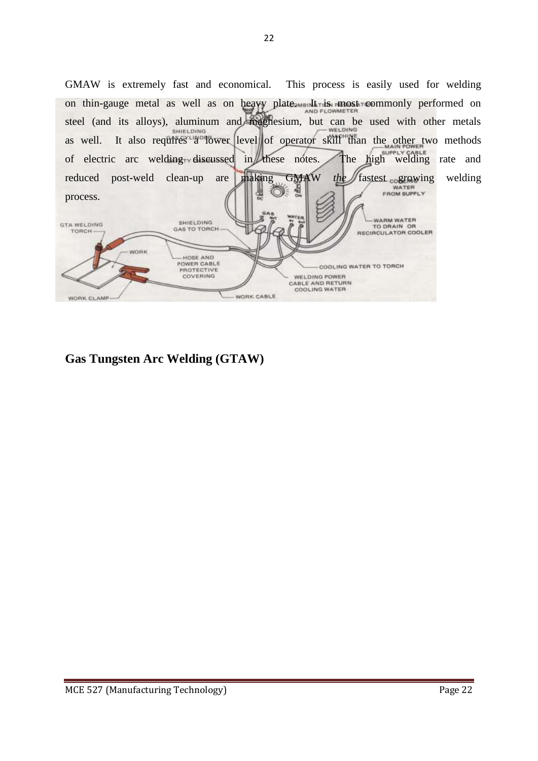GMAW is extremely fast and economical. This process is easily used for welding on thin-gauge metal as well as on heavy plate. It is most commonly performed on steel (and its alloys), aluminum and magnesium, but can be used with other metals as well. It also requires a lower level of operator skill than the other two methods of electric arc welding discussed in these notes. The high welding rate and reduced post-weld clean-up are making GMAW *the* fastest growing welding process.

## Gas Tungsten Arc Welding (GTAW)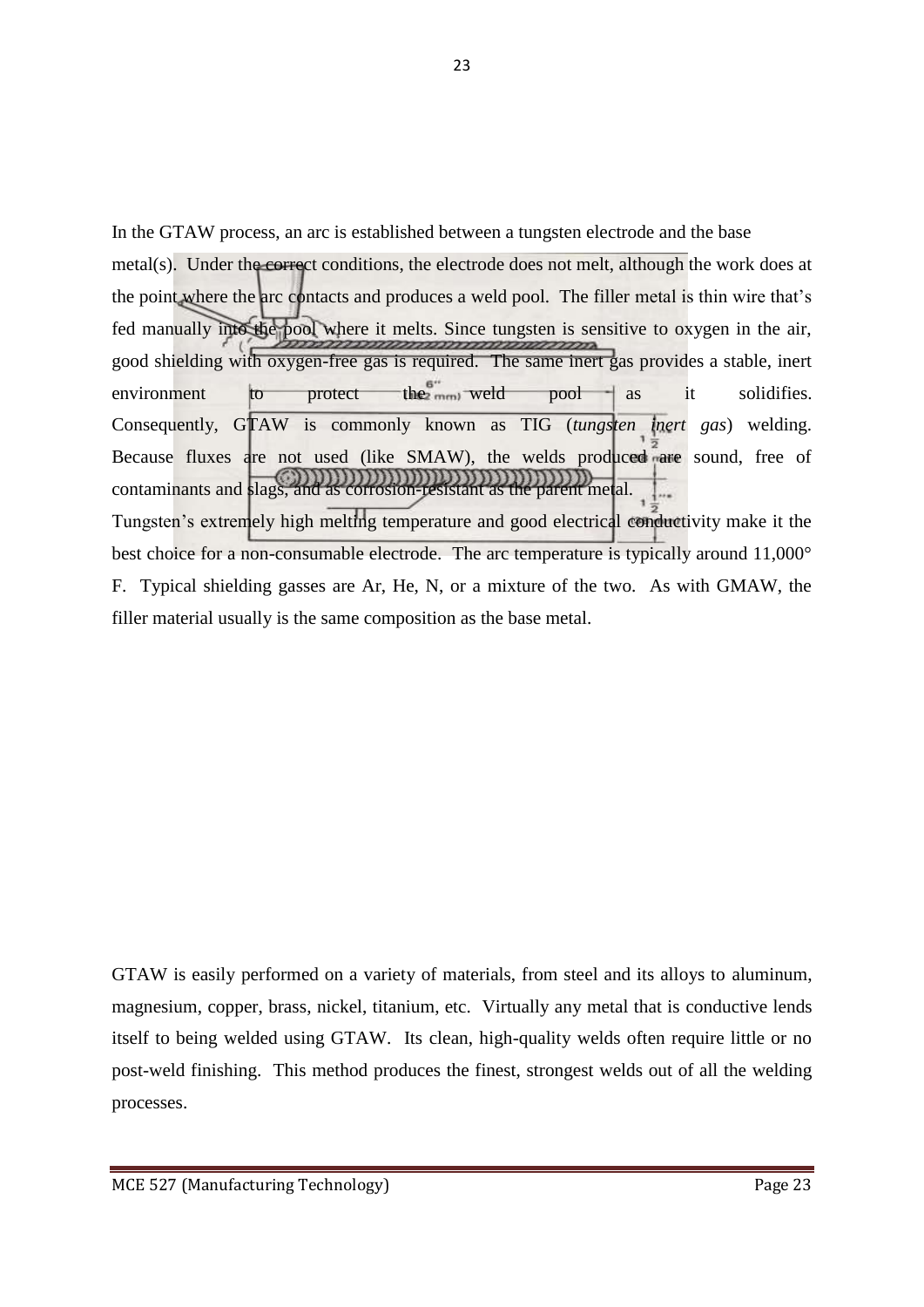In the GTAW process, an arc is established between a tungsten electrode and the base metal(s). Under the correct conditions, the electrode does not melt, although the work does at the point where the arc contacts and produces a weld pool. The filler metal is thin wire that's fed manually into the pool where it melts. Since tungsten is sensitive to oxygen in the air, good shielding with oxygen-free gas is required. The same inert gas provides a stable, inert environment to protect the weld pool as it solidifies. Consequently, GTAW is commonly known as TIG (*tungsten inert gas*) welding. Because fluxes are not used (like SMAW), the welds produced are sound, free of contaminants and slags, and as corrosion-resistant as the parent metal.

Tungsten's extremely high melting temperature and good electrical conductivity make it the best choice for a non-consumable electrode. The arc temperature is typically around 11,000° F. Typical shielding gasses are Ar, He, N, or a mixture of the two. As with GMAW, the filler material usually is the same composition as the base metal.

GTAW is easily performed on a variety of materials, from steel and its alloys to aluminum, magnesium, copper, brass, nickel, titanium, etc. Virtually any metal that is conductive lends itself to being welded using GTAW. Its clean, high-quality welds often require little or no post-weld finishing. This method produces the finest, strongest welds out of all the welding processes.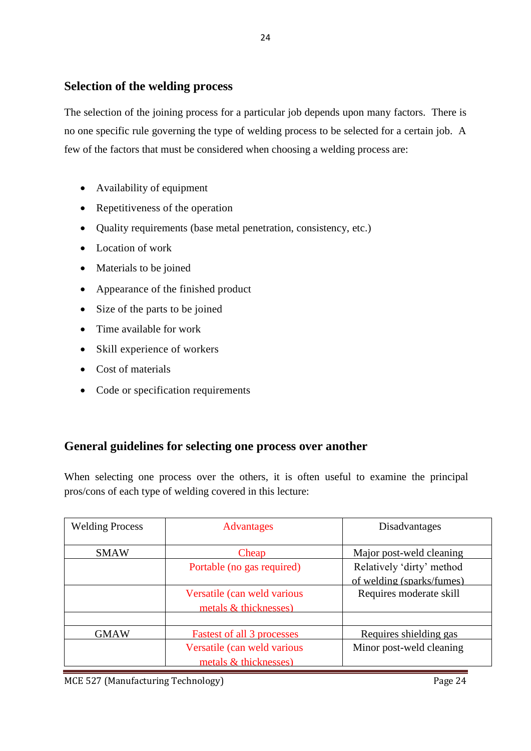## Selection of the welding process

The selection of the joining process for a particular job depends upon many factors. There is no one specific rule governing the type of welding process to be selected for a certain job. A few of the factors that must be considered when choosing a welding process are:

- Availability of equipment
- Repetitiveness of the operation
- Quality requirements (base metal penetration, consistency, etc.)
- Location of work
- Materials to be joined
- Appearance of the finished product
- Size of the parts to be joined
- Time available for work
- Skill experience of workers
- Cost of materials
- Code or specification requirements

## General guidelines for selecting one process over another

When selecting one process over the others, it is often useful to examine the principal pros/cons of each type of welding covered in this lecture:

| Welding Process | Advantages | Disadvantages |
|---|---|---|
| SMAW | Cheap | Major post-weld cleaning |
| | Portable (no gas required) | Relatively 'dirty' method of welding (sparks/fumes) |
| | Versatile (can weld various metals & thicknesses) | Requires moderate skill |
| | | |
| GMAW | Fastest of all 3 processes | Requires shielding gas |
| | Versatile (can weld various metals & thicknesses) | Minor post-weld cleaning |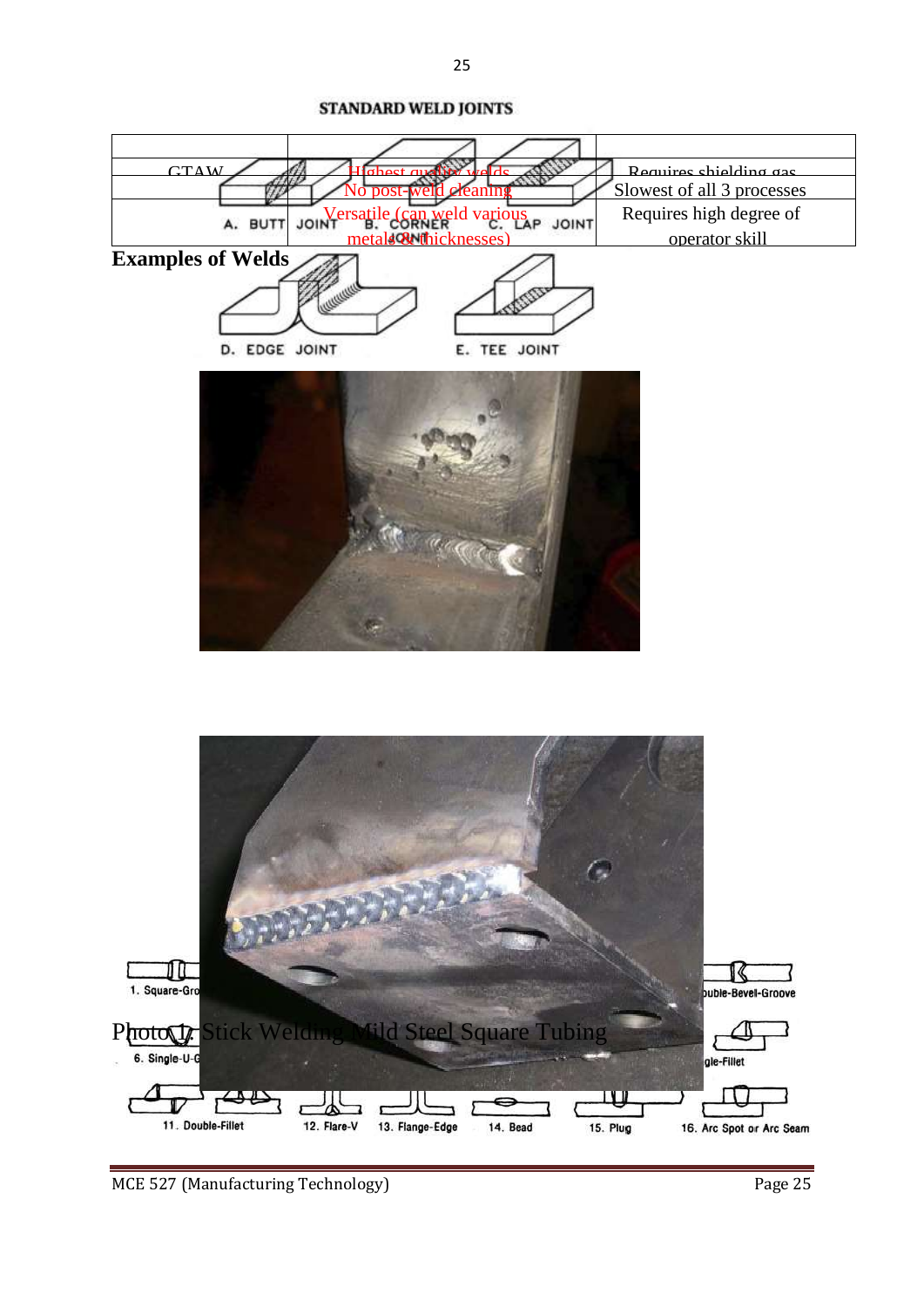STANDARD WELD JOINTS

| | | |
|---|---|---|
| GTAW | Highest quality welds | Requires shielding gas |
| | No post-weld cleaning | Slowest of all 3 processes |
| | Versatile (can weld various metals & thicknesses) | Requires high degree of operator skill |

A. BUTT JOINT B. CORNER JOINT C. LAP JOINT D. EDGE JOINT E. TEE JOINT

**Examples of Welds**

1. Square-Groove, 6. Single-U-Groove, 11. Double-Fillet, 12. Flare-V, 13. Flange-Edge, 14. Bead, 15. Plug, 16. Arc Spot or Arc Seam, Double-Bevel-Groove, Single-Fillet

Photo 1: Stick Welding Mild Steel Square Tubing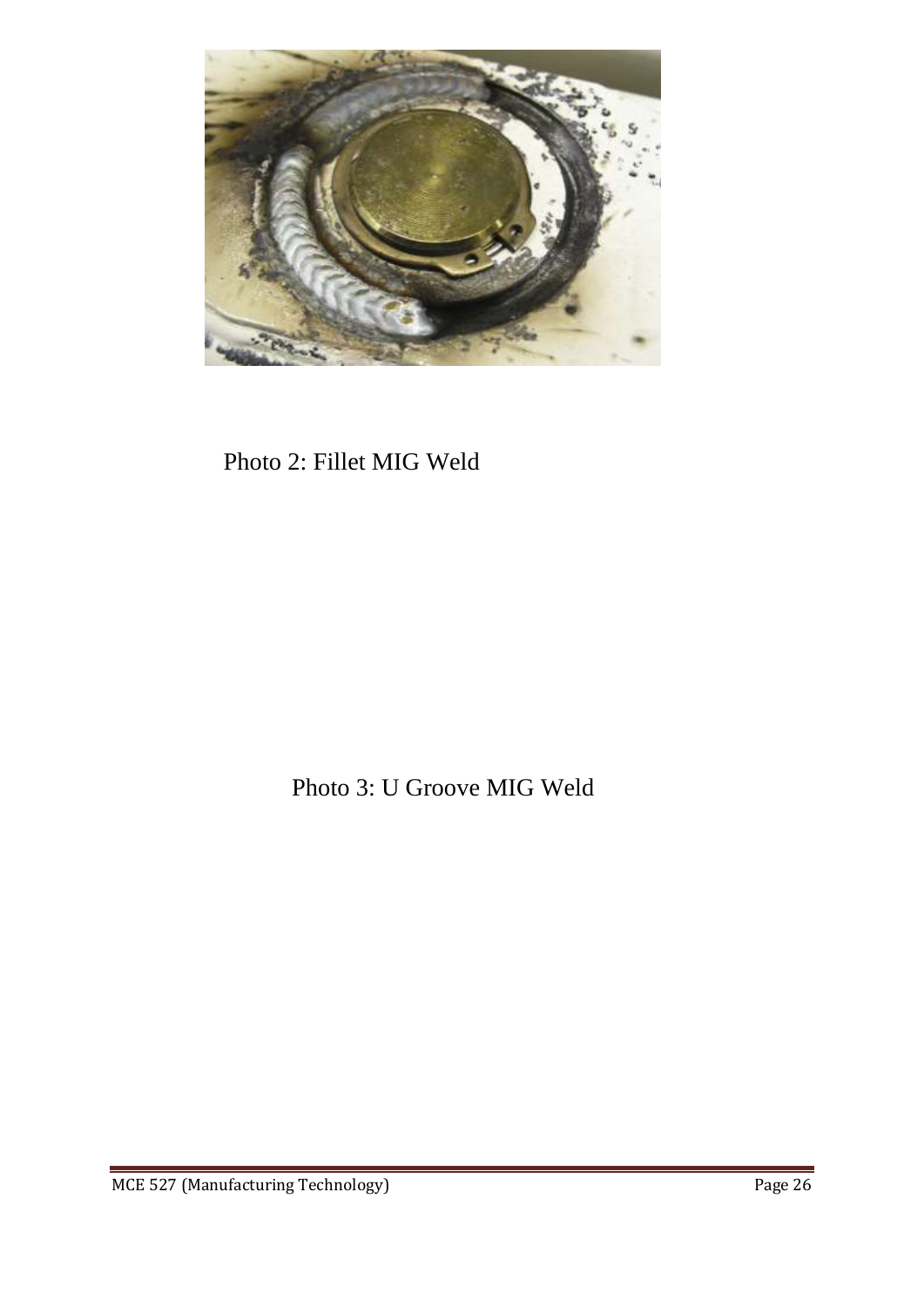Photo 2: Fillet MIG Weld

Photo 3: U Groove MIG Weld